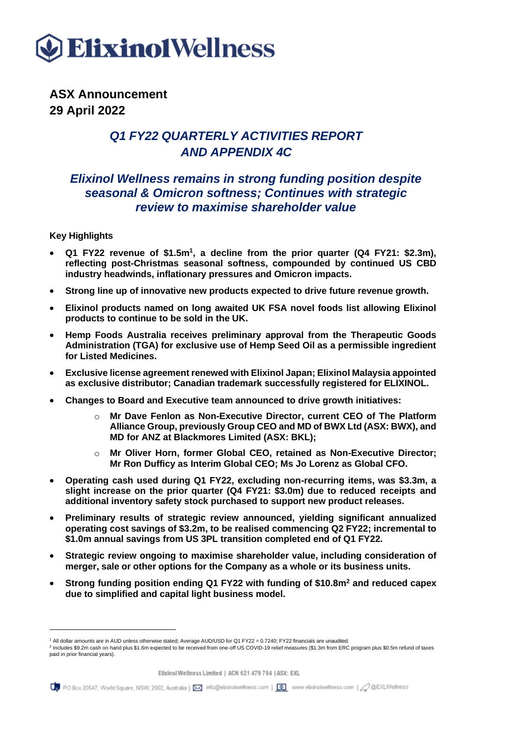# ElixinolWellness

**ASX Announcement**
**29 April 2022**

## *Q1 FY22 QUARTERLY ACTIVITIES REPORT AND APPENDIX 4C*

## *Elixinol Wellness remains in strong funding position despite seasonal & Omicron softness; Continues with strategic review to maximise shareholder value*

**Key Highlights**

- **Q1 FY22 revenue of $1.5m[1], a decline from the prior quarter (Q4 FY21: $2.3m), reflecting post-Christmas seasonal softness, compounded by continued US CBD industry headwinds, inflationary pressures and Omicron impacts.**
- **Strong line up of innovative new products expected to drive future revenue growth.**
- **Elixinol products named on long awaited UK FSA novel foods list allowing Elixinol products to continue to be sold in the UK.**
- **Hemp Foods Australia receives preliminary approval from the Therapeutic Goods Administration (TGA) for exclusive use of Hemp Seed Oil as a permissible ingredient for Listed Medicines.**
- **Exclusive license agreement renewed with Elixinol Japan; Elixinol Malaysia appointed as exclusive distributor; Canadian trademark successfully registered for ELIXINOL.**
- **Changes to Board and Executive team announced to drive growth initiatives:**
  - **Mr Dave Fenlon as Non-Executive Director, current CEO of The Platform Alliance Group, previously Group CEO and MD of BWX Ltd (ASX: BWX), and MD for ANZ at Blackmores Limited (ASX: BKL);**
  - **Mr Oliver Horn, former Global CEO, retained as Non-Executive Director; Mr Ron Duffy as Interim Global CEO; Ms Jo Lorenz as Global CFO.**
- **Operating cash used during Q1 FY22, excluding non-recurring items, was $3.3m, a slight increase on the prior quarter (Q4 FY21: $3.0m) due to reduced receipts and additional inventory safety stock purchased to support new product releases.**
- **Preliminary results of strategic review announced, yielding significant annualized operating cost savings of $3.2m, to be realised commencing Q2 FY22; incremental to $1.0m annual savings from US 3PL transition completed end of Q1 FY22.**
- **Strategic review ongoing to maximise shareholder value, including consideration of merger, sale or other options for the Company as a whole or its business units.**
- **Strong funding position ending Q1 FY22 with funding of $10.8m[2] and reduced capex due to simplified and capital light business model.**

---

[1] All dollar amounts are in AUD unless otherwise stated; Average AUD/USD for Q1 FY22 = 0.7240; FY22 financials are unaudited.

[2] Includes $9.2m cash on hand plus $1.6m expected to be received from one-off US COVID-19 relief measures ($1.3m from ERC program plus $0.5m refund of taxes paid in prior financial years).

Elixinol Wellness Limited | ACN 621 479 794 | ASX: EXL

PO Box 20547, World Square, NSW, 2002, Australia | info@elixinolwellness.com | www.elixinolwellness.com | @EXLWellness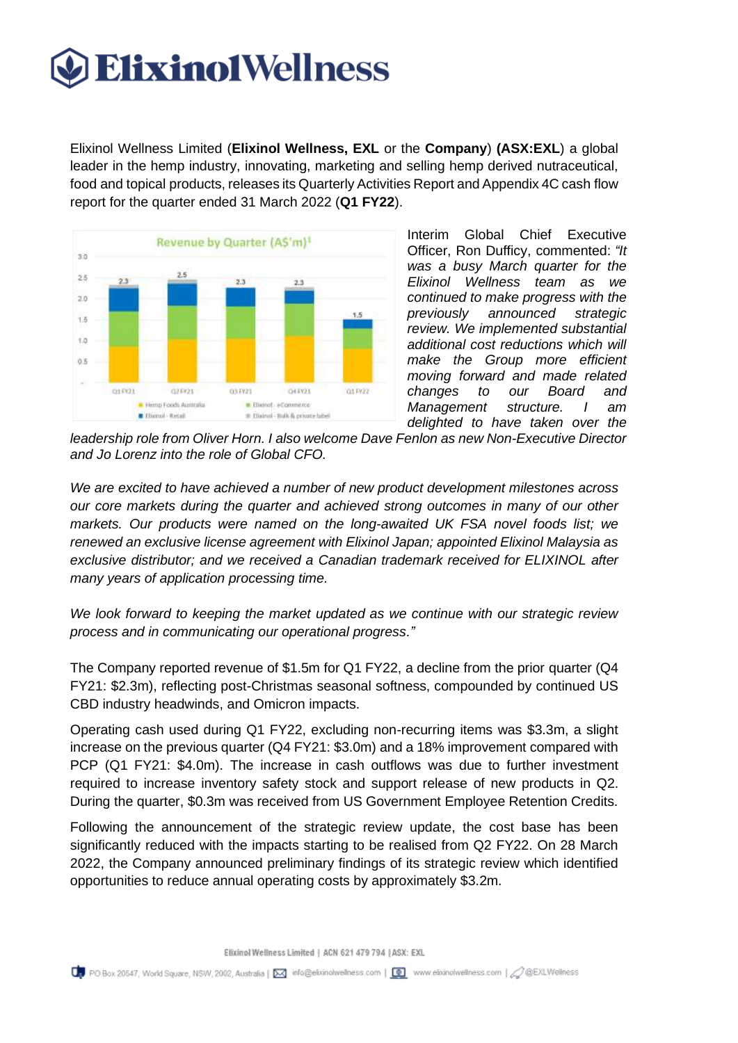# Elixinol Wellness

Elixinol Wellness Limited (**Elixinol Wellness, EXL** or the **Company**) **(ASX:EXL**) a global leader in the hemp industry, innovating, marketing and selling hemp derived nutraceutical, food and topical products, releases its Quarterly Activities Report and Appendix 4C cash flow report for the quarter ended 31 March 2022 (**Q1 FY22**).

Revenue by Quarter (A$'m)[1]

| | Q1 FY21 | Q2 FY21 | Q3 FY21 | Q4 FY21 | Q1 FY22 |
|---|---|---|---|---|---|
| Total | 2.3 | 2.5 | 2.3 | 2.3 | 1.5 |

Legend: Hemp Foods Australia; Elixinol - eCommerce; Elixinol - Retail; Elixinol - Bulk & private label

Interim Global Chief Executive Officer, Ron Dufficy, commented: *"It was a busy March quarter for the Elixinol Wellness team as we continued to make progress with the previously announced strategic review. We implemented substantial additional cost reductions which will make the Group more efficient moving forward and made related changes to our Board and Management structure. I am delighted to have taken over the leadership role from Oliver Horn. I also welcome Dave Fenlon as new Non-Executive Director and Jo Lorenz into the role of Global CFO.*

*We are excited to have achieved a number of new product development milestones across our core markets during the quarter and achieved strong outcomes in many of our other markets. Our products were named on the long-awaited UK FSA novel foods list; we renewed an exclusive license agreement with Elixinol Japan; appointed Elixinol Malaysia as exclusive distributor; and we received a Canadian trademark received for ELIXINOL after many years of application processing time.*

*We look forward to keeping the market updated as we continue with our strategic review process and in communicating our operational progress."*

The Company reported revenue of $1.5m for Q1 FY22, a decline from the prior quarter (Q4 FY21: $2.3m), reflecting post-Christmas seasonal softness, compounded by continued US CBD industry headwinds, and Omicron impacts.

Operating cash used during Q1 FY22, excluding non-recurring items was $3.3m, a slight increase on the previous quarter (Q4 FY21: $3.0m) and a 18% improvement compared with PCP (Q1 FY21: $4.0m). The increase in cash outflows was due to further investment required to increase inventory safety stock and support release of new products in Q2. During the quarter, $0.3m was received from US Government Employee Retention Credits.

Following the announcement of the strategic review update, the cost base has been significantly reduced with the impacts starting to be realised from Q2 FY22. On 28 March 2022, the Company announced preliminary findings of its strategic review which identified opportunities to reduce annual operating costs by approximately $3.2m.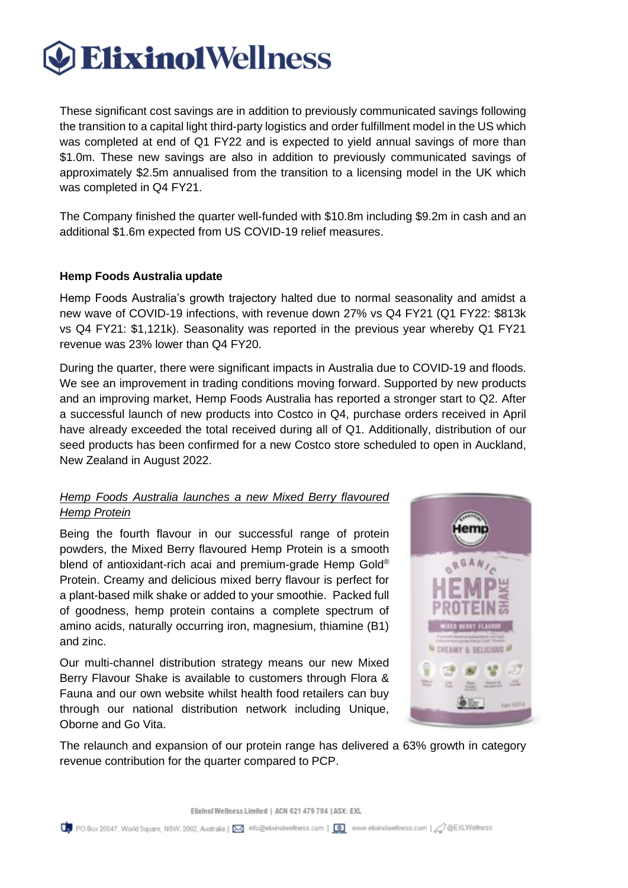These significant cost savings are in addition to previously communicated savings following the transition to a capital light third-party logistics and order fulfillment model in the US which was completed at end of Q1 FY22 and is expected to yield annual savings of more than $1.0m. These new savings are also in addition to previously communicated savings of approximately $2.5m annualised from the transition to a licensing model in the UK which was completed in Q4 FY21.

The Company finished the quarter well-funded with $10.8m including $9.2m in cash and an additional $1.6m expected from US COVID-19 relief measures.

**Hemp Foods Australia update**

Hemp Foods Australia's growth trajectory halted due to normal seasonality and amidst a new wave of COVID-19 infections, with revenue down 27% vs Q4 FY21 (Q1 FY22: $813k vs Q4 FY21: $1,121k). Seasonality was reported in the previous year whereby Q1 FY21 revenue was 23% lower than Q4 FY20.

During the quarter, there were significant impacts in Australia due to COVID-19 and floods. We see an improvement in trading conditions moving forward. Supported by new products and an improving market, Hemp Foods Australia has reported a stronger start to Q2. After a successful launch of new products into Costco in Q4, purchase orders received in April have already exceeded the total received during all of Q1. Additionally, distribution of our seed products has been confirmed for a new Costco store scheduled to open in Auckland, New Zealand in August 2022.

*Hemp Foods Australia launches a new Mixed Berry flavoured Hemp Protein*

Being the fourth flavour in our successful range of protein powders, the Mixed Berry flavoured Hemp Protein is a smooth blend of antioxidant-rich acai and premium-grade Hemp Gold® Protein. Creamy and delicious mixed berry flavour is perfect for a plant-based milk shake or added to your smoothie. Packed full of goodness, hemp protein contains a complete spectrum of amino acids, naturally occurring iron, magnesium, thiamine (B1) and zinc.

Our multi-channel distribution strategy means our new Mixed Berry Flavour Shake is available to customers through Flora & Fauna and our own website whilst health food retailers can buy through our national distribution network including Unique, Oborne and Go Vita.

The relaunch and expansion of our protein range has delivered a 63% growth in category revenue contribution for the quarter compared to PCP.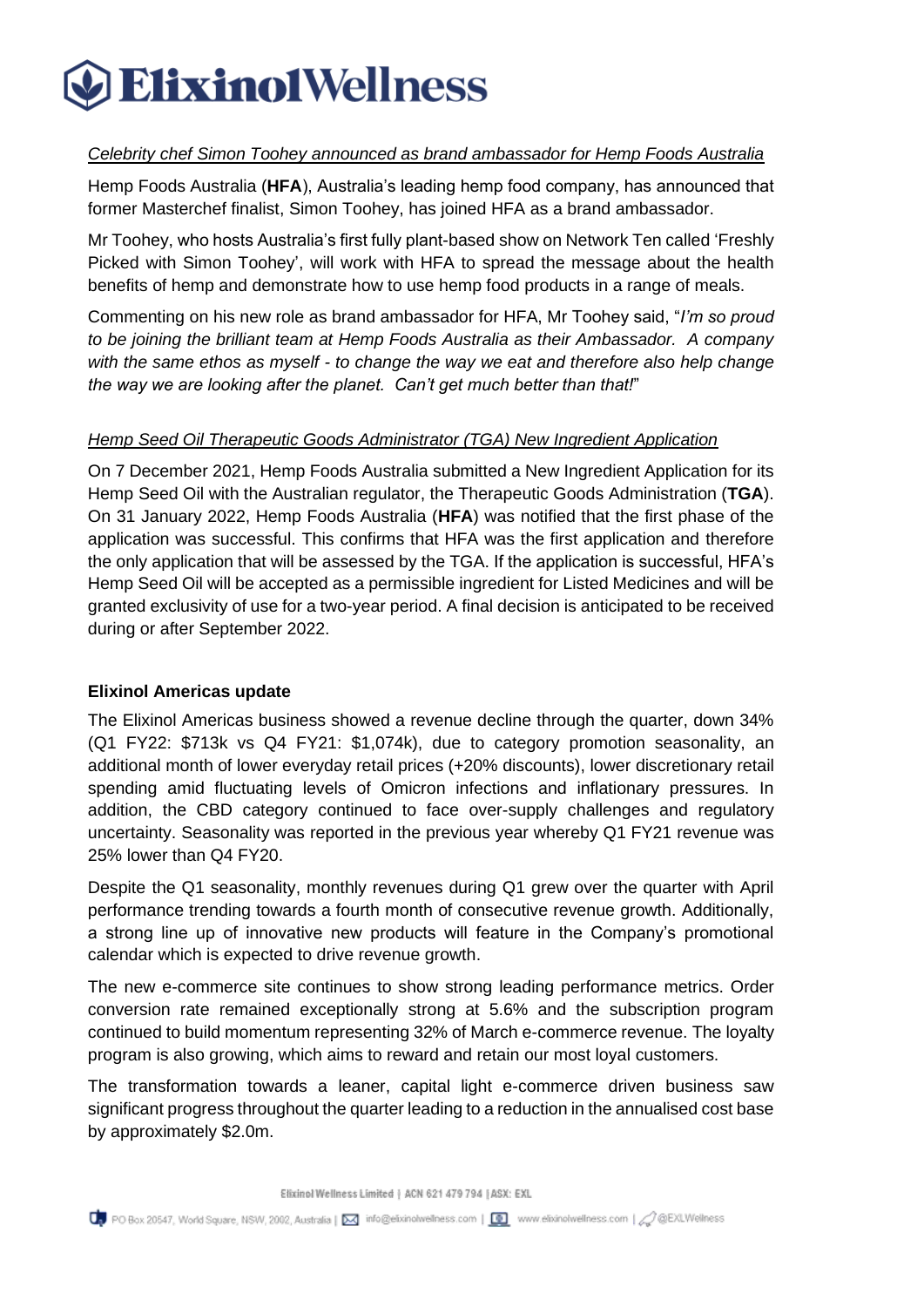*Celebrity chef Simon Toohey announced as brand ambassador for Hemp Foods Australia*

Hemp Foods Australia (**HFA**), Australia's leading hemp food company, has announced that former Masterchef finalist, Simon Toohey, has joined HFA as a brand ambassador.

Mr Toohey, who hosts Australia's first fully plant-based show on Network Ten called 'Freshly Picked with Simon Toohey', will work with HFA to spread the message about the health benefits of hemp and demonstrate how to use hemp food products in a range of meals.

Commenting on his new role as brand ambassador for HFA, Mr Toohey said, "*I'm so proud to be joining the brilliant team at Hemp Foods Australia as their Ambassador. A company with the same ethos as myself - to change the way we eat and therefore also help change the way we are looking after the planet. Can't get much better than that!*"

*Hemp Seed Oil Therapeutic Goods Administrator (TGA) New Ingredient Application*

On 7 December 2021, Hemp Foods Australia submitted a New Ingredient Application for its Hemp Seed Oil with the Australian regulator, the Therapeutic Goods Administration (**TGA**). On 31 January 2022, Hemp Foods Australia (**HFA**) was notified that the first phase of the application was successful. This confirms that HFA was the first application and therefore the only application that will be assessed by the TGA. If the application is successful, HFA's Hemp Seed Oil will be accepted as a permissible ingredient for Listed Medicines and will be granted exclusivity of use for a two-year period. A final decision is anticipated to be received during or after September 2022.

**Elixinol Americas update**

The Elixinol Americas business showed a revenue decline through the quarter, down 34% (Q1 FY22: $713k vs Q4 FY21: $1,074k), due to category promotion seasonality, an additional month of lower everyday retail prices (+20% discounts), lower discretionary retail spending amid fluctuating levels of Omicron infections and inflationary pressures. In addition, the CBD category continued to face over-supply challenges and regulatory uncertainty. Seasonality was reported in the previous year whereby Q1 FY21 revenue was 25% lower than Q4 FY20.

Despite the Q1 seasonality, monthly revenues during Q1 grew over the quarter with April performance trending towards a fourth month of consecutive revenue growth. Additionally, a strong line up of innovative new products will feature in the Company's promotional calendar which is expected to drive revenue growth.

The new e-commerce site continues to show strong leading performance metrics. Order conversion rate remained exceptionally strong at 5.6% and the subscription program continued to build momentum representing 32% of March e-commerce revenue. The loyalty program is also growing, which aims to reward and retain our most loyal customers.

The transformation towards a leaner, capital light e-commerce driven business saw significant progress throughout the quarter leading to a reduction in the annualised cost base by approximately $2.0m.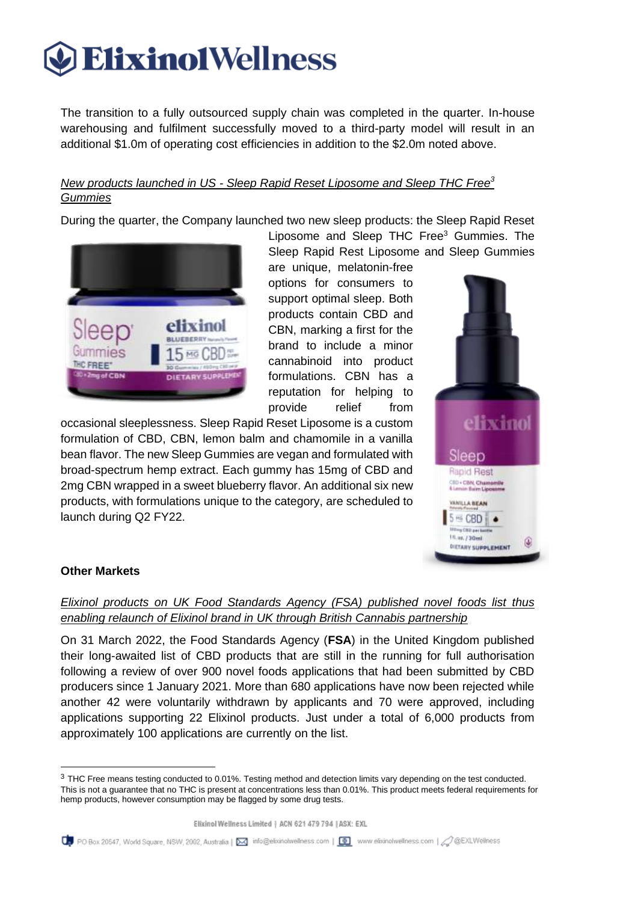The transition to a fully outsourced supply chain was completed in the quarter. In-house warehousing and fulfilment successfully moved to a third-party model will result in an additional $1.0m of operating cost efficiencies in addition to the $2.0m noted above.

*New products launched in US - Sleep Rapid Reset Liposome and Sleep THC Free[3] Gummies*

During the quarter, the Company launched two new sleep products: the Sleep Rapid Reset Liposome and Sleep THC Free[3] Gummies. The Sleep Rapid Rest Liposome and Sleep Gummies are unique, melatonin-free options for consumers to support optimal sleep. Both products contain CBD and CBN, marking a first for the brand to include a minor cannabinoid into product formulations. CBN has a reputation for helping to provide relief from occasional sleeplessness. Sleep Rapid Reset Liposome is a custom formulation of CBD, CBN, lemon balm and chamomile in a vanilla bean flavor. The new Sleep Gummies are vegan and formulated with broad-spectrum hemp extract. Each gummy has 15mg of CBD and 2mg CBN wrapped in a sweet blueberry flavor. An additional six new products, with formulations unique to the category, are scheduled to launch during Q2 FY22.

**Other Markets**

*Elixinol products on UK Food Standards Agency (FSA) published novel foods list thus enabling relaunch of Elixinol brand in UK through British Cannabis partnership*

On 31 March 2022, the Food Standards Agency (**FSA**) in the United Kingdom published their long-awaited list of CBD products that are still in the running for full authorisation following a review of over 900 novel foods applications that had been submitted by CBD producers since 1 January 2021. More than 680 applications have now been rejected while another 42 were voluntarily withdrawn by applicants and 70 were approved, including applications supporting 22 Elixinol products. Just under a total of 6,000 products from approximately 100 applications are currently on the list.

---

[3] THC Free means testing conducted to 0.01%. Testing method and detection limits vary depending on the test conducted. This is not a guarantee that no THC is present at concentrations less than 0.01%. This product meets federal requirements for hemp products, however consumption may be flagged by some drug tests.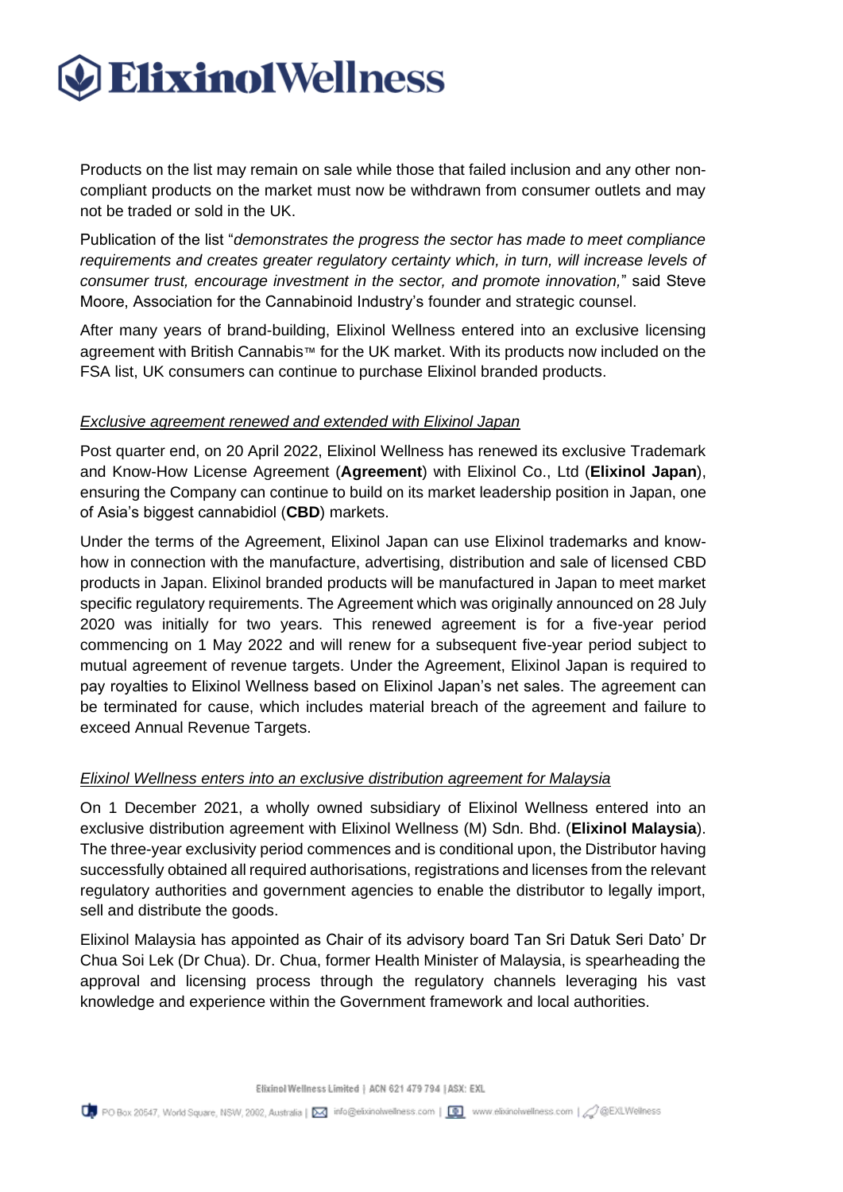Products on the list may remain on sale while those that failed inclusion and any other non-compliant products on the market must now be withdrawn from consumer outlets and may not be traded or sold in the UK.

Publication of the list "*demonstrates the progress the sector has made to meet compliance requirements and creates greater regulatory certainty which, in turn, will increase levels of consumer trust, encourage investment in the sector, and promote innovation,*" said Steve Moore, Association for the Cannabinoid Industry's founder and strategic counsel.

After many years of brand-building, Elixinol Wellness entered into an exclusive licensing agreement with British Cannabis™ for the UK market. With its products now included on the FSA list, UK consumers can continue to purchase Elixinol branded products.

*Exclusive agreement renewed and extended with Elixinol Japan*

Post quarter end, on 20 April 2022, Elixinol Wellness has renewed its exclusive Trademark and Know-How License Agreement (**Agreement**) with Elixinol Co., Ltd (**Elixinol Japan**), ensuring the Company can continue to build on its market leadership position in Japan, one of Asia's biggest cannabidiol (**CBD**) markets.

Under the terms of the Agreement, Elixinol Japan can use Elixinol trademarks and know-how in connection with the manufacture, advertising, distribution and sale of licensed CBD products in Japan. Elixinol branded products will be manufactured in Japan to meet market specific regulatory requirements. The Agreement which was originally announced on 28 July 2020 was initially for two years. This renewed agreement is for a five-year period commencing on 1 May 2022 and will renew for a subsequent five-year period subject to mutual agreement of revenue targets. Under the Agreement, Elixinol Japan is required to pay royalties to Elixinol Wellness based on Elixinol Japan's net sales. The agreement can be terminated for cause, which includes material breach of the agreement and failure to exceed Annual Revenue Targets.

*Elixinol Wellness enters into an exclusive distribution agreement for Malaysia*

On 1 December 2021, a wholly owned subsidiary of Elixinol Wellness entered into an exclusive distribution agreement with Elixinol Wellness (M) Sdn. Bhd. (**Elixinol Malaysia**). The three-year exclusivity period commences and is conditional upon, the Distributor having successfully obtained all required authorisations, registrations and licenses from the relevant regulatory authorities and government agencies to enable the distributor to legally import, sell and distribute the goods.

Elixinol Malaysia has appointed as Chair of its advisory board Tan Sri Datuk Seri Dato' Dr Chua Soi Lek (Dr Chua). Dr. Chua, former Health Minister of Malaysia, is spearheading the approval and licensing process through the regulatory channels leveraging his vast knowledge and experience within the Government framework and local authorities.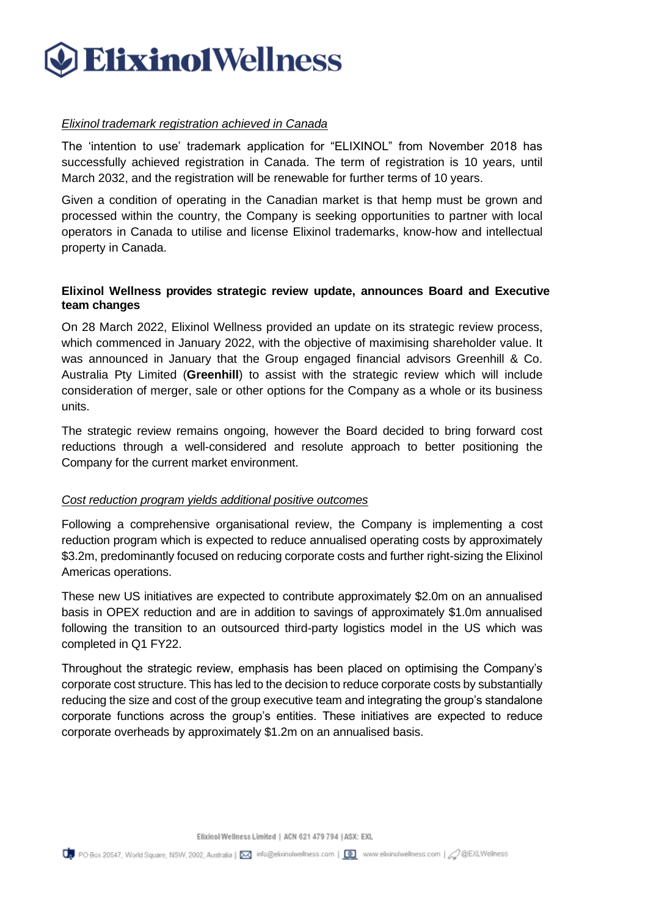*Elixinol trademark registration achieved in Canada*

The 'intention to use' trademark application for "ELIXINOL" from November 2018 has successfully achieved registration in Canada. The term of registration is 10 years, until March 2032, and the registration will be renewable for further terms of 10 years.

Given a condition of operating in the Canadian market is that hemp must be grown and processed within the country, the Company is seeking opportunities to partner with local operators in Canada to utilise and license Elixinol trademarks, know-how and intellectual property in Canada.

**Elixinol Wellness provides strategic review update, announces Board and Executive team changes**

On 28 March 2022, Elixinol Wellness provided an update on its strategic review process, which commenced in January 2022, with the objective of maximising shareholder value. It was announced in January that the Group engaged financial advisors Greenhill & Co. Australia Pty Limited (**Greenhill**) to assist with the strategic review which will include consideration of merger, sale or other options for the Company as a whole or its business units.

The strategic review remains ongoing, however the Board decided to bring forward cost reductions through a well-considered and resolute approach to better positioning the Company for the current market environment.

*Cost reduction program yields additional positive outcomes*

Following a comprehensive organisational review, the Company is implementing a cost reduction program which is expected to reduce annualised operating costs by approximately $3.2m, predominantly focused on reducing corporate costs and further right-sizing the Elixinol Americas operations.

These new US initiatives are expected to contribute approximately $2.0m on an annualised basis in OPEX reduction and are in addition to savings of approximately $1.0m annualised following the transition to an outsourced third-party logistics model in the US which was completed in Q1 FY22.

Throughout the strategic review, emphasis has been placed on optimising the Company's corporate cost structure. This has led to the decision to reduce corporate costs by substantially reducing the size and cost of the group executive team and integrating the group's standalone corporate functions across the group's entities. These initiatives are expected to reduce corporate overheads by approximately $1.2m on an annualised basis.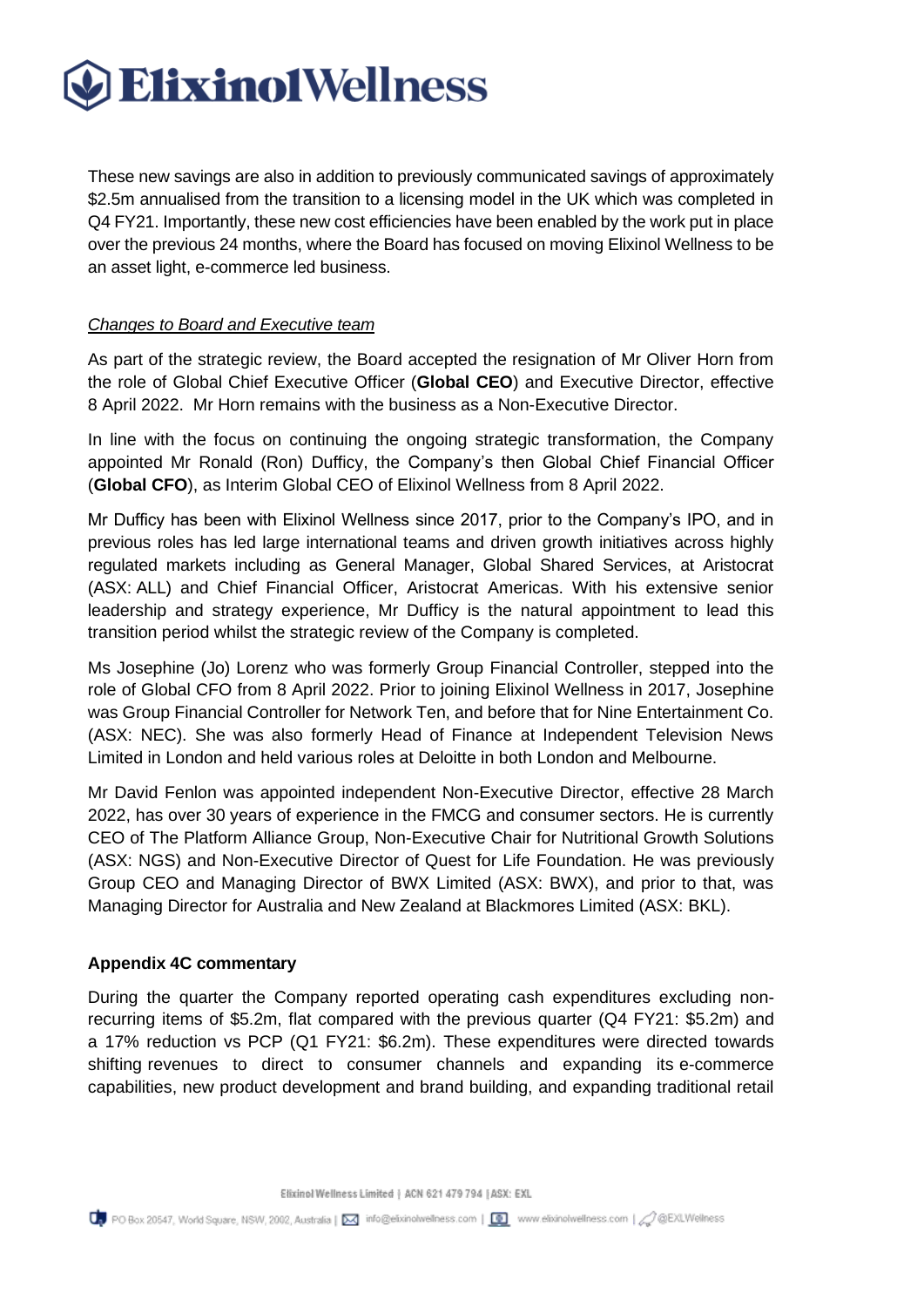These new savings are also in addition to previously communicated savings of approximately $2.5m annualised from the transition to a licensing model in the UK which was completed in Q4 FY21. Importantly, these new cost efficiencies have been enabled by the work put in place over the previous 24 months, where the Board has focused on moving Elixinol Wellness to be an asset light, e-commerce led business.

*Changes to Board and Executive team*

As part of the strategic review, the Board accepted the resignation of Mr Oliver Horn from the role of Global Chief Executive Officer (**Global CEO**) and Executive Director, effective 8 April 2022. Mr Horn remains with the business as a Non-Executive Director.

In line with the focus on continuing the ongoing strategic transformation, the Company appointed Mr Ronald (Ron) Dufficy, the Company's then Global Chief Financial Officer (**Global CFO**), as Interim Global CEO of Elixinol Wellness from 8 April 2022.

Mr Dufficy has been with Elixinol Wellness since 2017, prior to the Company's IPO, and in previous roles has led large international teams and driven growth initiatives across highly regulated markets including as General Manager, Global Shared Services, at Aristocrat (ASX: ALL) and Chief Financial Officer, Aristocrat Americas. With his extensive senior leadership and strategy experience, Mr Dufficy is the natural appointment to lead this transition period whilst the strategic review of the Company is completed.

Ms Josephine (Jo) Lorenz who was formerly Group Financial Controller, stepped into the role of Global CFO from 8 April 2022. Prior to joining Elixinol Wellness in 2017, Josephine was Group Financial Controller for Network Ten, and before that for Nine Entertainment Co. (ASX: NEC). She was also formerly Head of Finance at Independent Television News Limited in London and held various roles at Deloitte in both London and Melbourne.

Mr David Fenlon was appointed independent Non-Executive Director, effective 28 March 2022, has over 30 years of experience in the FMCG and consumer sectors. He is currently CEO of The Platform Alliance Group, Non-Executive Chair for Nutritional Growth Solutions (ASX: NGS) and Non-Executive Director of Quest for Life Foundation. He was previously Group CEO and Managing Director of BWX Limited (ASX: BWX), and prior to that, was Managing Director for Australia and New Zealand at Blackmores Limited (ASX: BKL).

**Appendix 4C commentary**

During the quarter the Company reported operating cash expenditures excluding non-recurring items of $5.2m, flat compared with the previous quarter (Q4 FY21: $5.2m) and a 17% reduction vs PCP (Q1 FY21: $6.2m). These expenditures were directed towards shifting revenues to direct to consumer channels and expanding its e-commerce capabilities, new product development and brand building, and expanding traditional retail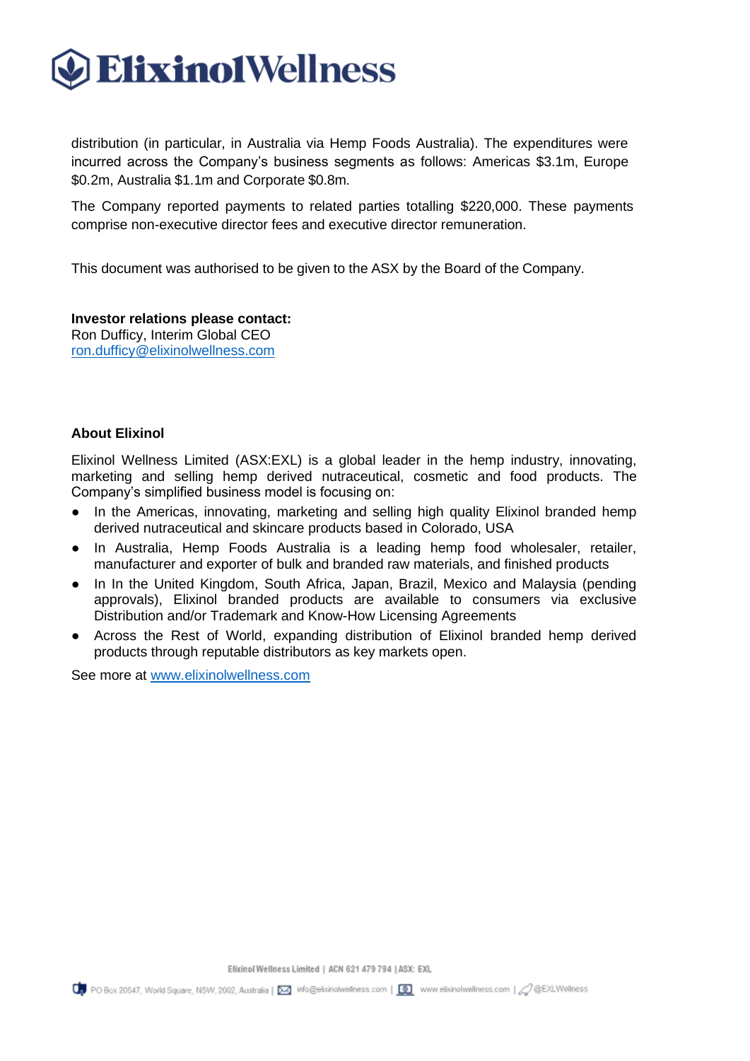distribution (in particular, in Australia via Hemp Foods Australia). The expenditures were incurred across the Company's business segments as follows: Americas $3.1m, Europe $0.2m, Australia $1.1m and Corporate $0.8m.

The Company reported payments to related parties totalling $220,000. These payments comprise non-executive director fees and executive director remuneration.

This document was authorised to be given to the ASX by the Board of the Company.

**Investor relations please contact:**
Ron Dufficy, Interim Global CEO
ron.dufficy@elixinolwellness.com

**About Elixinol**

Elixinol Wellness Limited (ASX:EXL) is a global leader in the hemp industry, innovating, marketing and selling hemp derived nutraceutical, cosmetic and food products. The Company's simplified business model is focusing on:

- In the Americas, innovating, marketing and selling high quality Elixinol branded hemp derived nutraceutical and skincare products based in Colorado, USA
- In Australia, Hemp Foods Australia is a leading hemp food wholesaler, retailer, manufacturer and exporter of bulk and branded raw materials, and finished products
- In In the United Kingdom, South Africa, Japan, Brazil, Mexico and Malaysia (pending approvals), Elixinol branded products are available to consumers via exclusive Distribution and/or Trademark and Know-How Licensing Agreements
- Across the Rest of World, expanding distribution of Elixinol branded hemp derived products through reputable distributors as key markets open.

See more at www.elixinolwellness.com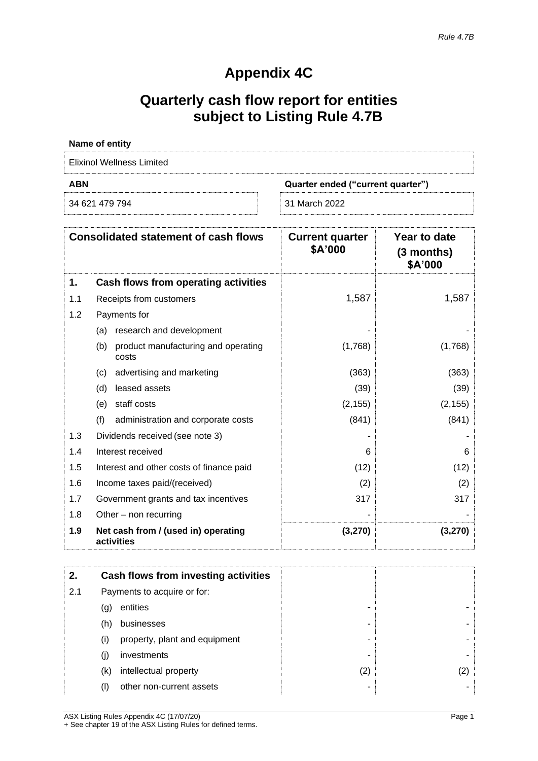*Rule 4.7B*

# Appendix 4C

## Quarterly cash flow report for entities subject to Listing Rule 4.7B

**Name of entity**

Elixinol Wellness Limited

| **ABN** | **Quarter ended ("current quarter")** |
|---|---|
| 34 621 479 794 | 31 March 2022 |

| | **Consolidated statement of cash flows** | **Current quarter \$A'000** | **Year to date (3 months) \$A'000** |
|---|---|---|---|
| **1.** | **Cash flows from operating activities** | | |
| 1.1 | Receipts from customers | 1,587 | 1,587 |
| 1.2 | Payments for | | |
| | (a) research and development | - | - |
| | (b) product manufacturing and operating costs | (1,768) | (1,768) |
| | (c) advertising and marketing | (363) | (363) |
| | (d) leased assets | (39) | (39) |
| | (e) staff costs | (2,155) | (2,155) |
| | (f) administration and corporate costs | (841) | (841) |
| 1.3 | Dividends received (see note 3) | - | - |
| 1.4 | Interest received | 6 | 6 |
| 1.5 | Interest and other costs of finance paid | (12) | (12) |
| 1.6 | Income taxes paid/(received) | (2) | (2) |
| 1.7 | Government grants and tax incentives | 317 | 317 |
| 1.8 | Other – non recurring | - | - |
| **1.9** | **Net cash from / (used in) operating activities** | **(3,270)** | **(3,270)** |

| | | | |
|---|---|---|---|
| **2.** | **Cash flows from investing activities** | | |
| 2.1 | Payments to acquire or for: | | |
| | (g) entities | - | - |
| | (h) businesses | - | - |
| | (i) property, plant and equipment | - | - |
| | (j) investments | - | - |
| | (k) intellectual property | (2) | (2) |
| | (l) other non-current assets | - | - |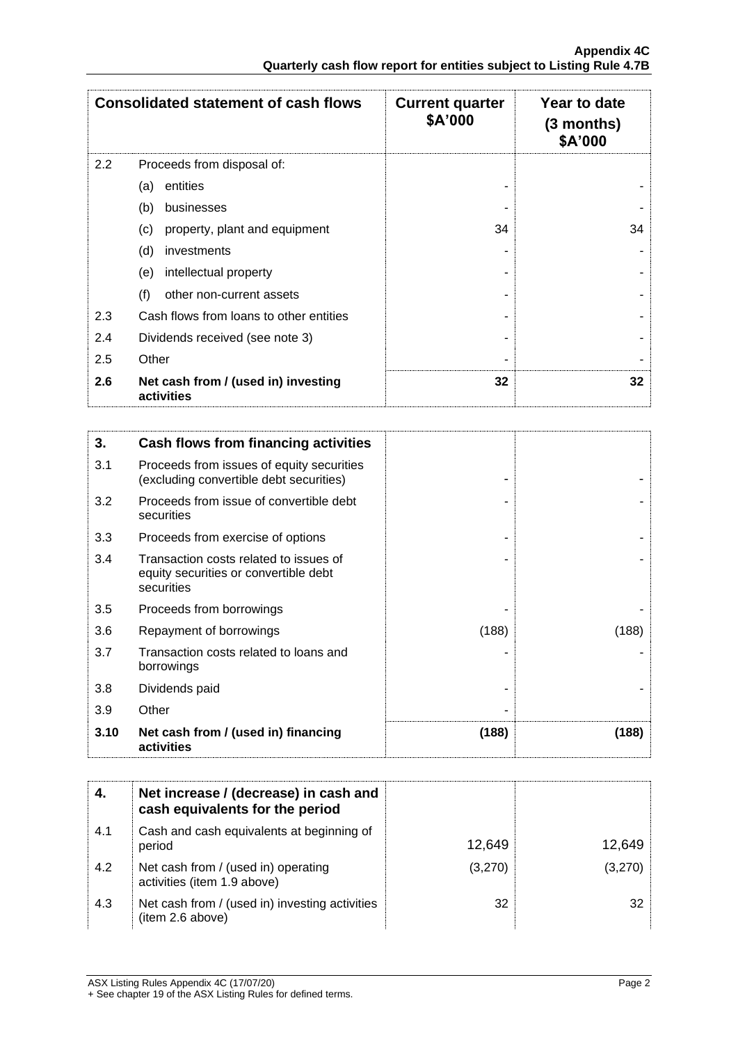| Consolidated statement of cash flows | | Current quarter $A'000 | Year to date (3 months) $A'000 |
|---|---|---|---|
| 2.2 | Proceeds from disposal of: | | |
| | (a) entities | - | - |
| | (b) businesses | - | - |
| | (c) property, plant and equipment | 34 | 34 |
| | (d) investments | - | - |
| | (e) intellectual property | - | - |
| | (f) other non-current assets | - | - |
| 2.3 | Cash flows from loans to other entities | - | - |
| 2.4 | Dividends received (see note 3) | - | - |
| 2.5 | Other | - | - |
| **2.6** | **Net cash from / (used in) investing activities** | **32** | **32** |

| **3.** | **Cash flows from financing activities** | | |
|---|---|---|---|
| 3.1 | Proceeds from issues of equity securities (excluding convertible debt securities) | - | - |
| 3.2 | Proceeds from issue of convertible debt securities | - | - |
| 3.3 | Proceeds from exercise of options | - | - |
| 3.4 | Transaction costs related to issues of equity securities or convertible debt securities | - | - |
| 3.5 | Proceeds from borrowings | - | - |
| 3.6 | Repayment of borrowings | (188) | (188) |
| 3.7 | Transaction costs related to loans and borrowings | - | - |
| 3.8 | Dividends paid | - | - |
| 3.9 | Other | - | |
| **3.10** | **Net cash from / (used in) financing activities** | **(188)** | **(188)** |

| **4.** | **Net increase / (decrease) in cash and cash equivalents for the period** | | |
|---|---|---|---|
| 4.1 | Cash and cash equivalents at beginning of period | 12,649 | 12,649 |
| 4.2 | Net cash from / (used in) operating activities (item 1.9 above) | (3,270) | (3,270) |
| 4.3 | Net cash from / (used in) investing activities (item 2.6 above) | 32 | 32 |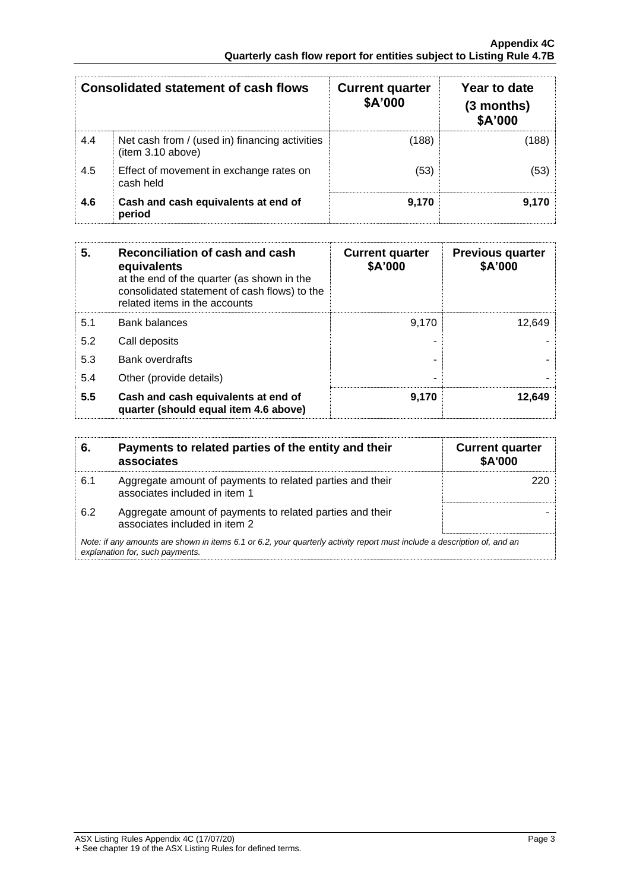| Consolidated statement of cash flows | | Current quarter $A'000 | Year to date (3 months) $A'000 |
|---|---|---|---|
| 4.4 | Net cash from / (used in) financing activities (item 3.10 above) | (188) | (188) |
| 4.5 | Effect of movement in exchange rates on cash held | (53) | (53) |
| **4.6** | **Cash and cash equivalents at end of period** | **9,170** | **9,170** |

| **5.** | **Reconciliation of cash and cash equivalents** at the end of the quarter (as shown in the consolidated statement of cash flows) to the related items in the accounts | **Current quarter $A'000** | **Previous quarter $A'000** |
|---|---|---|---|
| 5.1 | Bank balances | 9,170 | 12,649 |
| 5.2 | Call deposits | - | - |
| 5.3 | Bank overdrafts | - | - |
| 5.4 | Other (provide details) | - | - |
| **5.5** | **Cash and cash equivalents at end of quarter (should equal item 4.6 above)** | **9,170** | **12,649** |

| **6.** | **Payments to related parties of the entity and their associates** | **Current quarter $A'000** |
|---|---|---|
| 6.1 | Aggregate amount of payments to related parties and their associates included in item 1 | 220 |
| 6.2 | Aggregate amount of payments to related parties and their associates included in item 2 | - |

*Note: if any amounts are shown in items 6.1 or 6.2, your quarterly activity report must include a description of, and an explanation for, such payments.*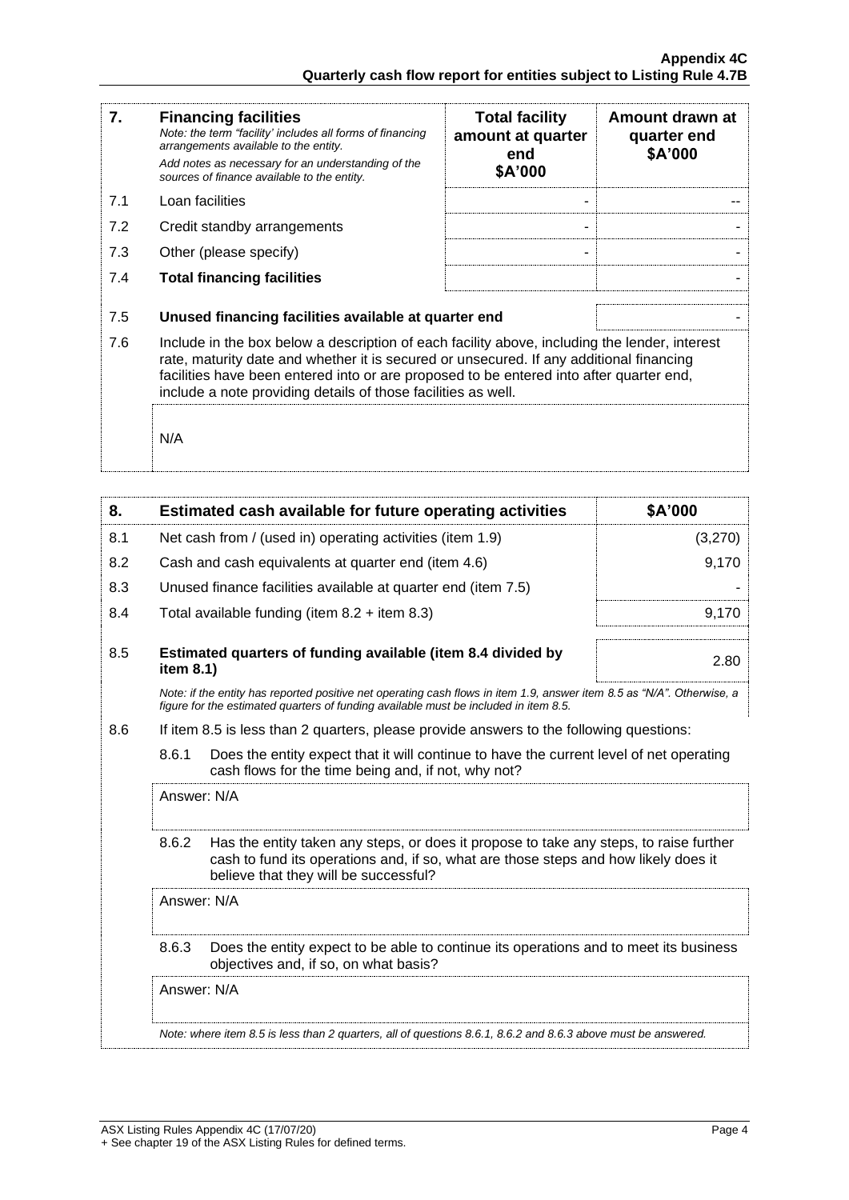| 7. | **Financing facilities** *Note: the term "facility' includes all forms of financing arrangements available to the entity.* *Add notes as necessary for an understanding of the sources of finance available to the entity.* | **Total facility amount at quarter end \$A'000** | **Amount drawn at quarter end \$A'000** |
|---|---|---|---|
| 7.1 | Loan facilities | - | -- |
| 7.2 | Credit standby arrangements | - | - |
| 7.3 | Other (please specify) | - | - |
| 7.4 | **Total financing facilities** | | - |

| | | |
|---|---|---|
| 7.5 | **Unused financing facilities available at quarter end** | - |
| 7.6 | Include in the box below a description of each facility above, including the lender, interest rate, maturity date and whether it is secured or unsecured. If any additional financing facilities have been entered into or are proposed to be entered into after quarter end, include a note providing details of those facilities as well. | |

N/A

| 8. | **Estimated cash available for future operating activities** | **\$A'000** |
|---|---|---|
| 8.1 | Net cash from / (used in) operating activities (item 1.9) | (3,270) |
| 8.2 | Cash and cash equivalents at quarter end (item 4.6) | 9,170 |
| 8.3 | Unused finance facilities available at quarter end (item 7.5) | - |
| 8.4 | Total available funding (item 8.2 + item 8.3) | 9,170 |
| 8.5 | **Estimated quarters of funding available (item 8.4 divided by item 8.1)** | 2.80 |

*Note: if the entity has reported positive net operating cash flows in item 1.9, answer item 8.5 as "N/A". Otherwise, a figure for the estimated quarters of funding available must be included in item 8.5.*

8.6 If item 8.5 is less than 2 quarters, please provide answers to the following questions:

8.6.1 Does the entity expect that it will continue to have the current level of net operating cash flows for the time being and, if not, why not?

Answer: N/A

8.6.2 Has the entity taken any steps, or does it propose to take any steps, to raise further cash to fund its operations and, if so, what are those steps and how likely does it believe that they will be successful?

Answer: N/A

8.6.3 Does the entity expect to be able to continue its operations and to meet its business objectives and, if so, on what basis?

Answer: N/A

*Note: where item 8.5 is less than 2 quarters, all of questions 8.6.1, 8.6.2 and 8.6.3 above must be answered.*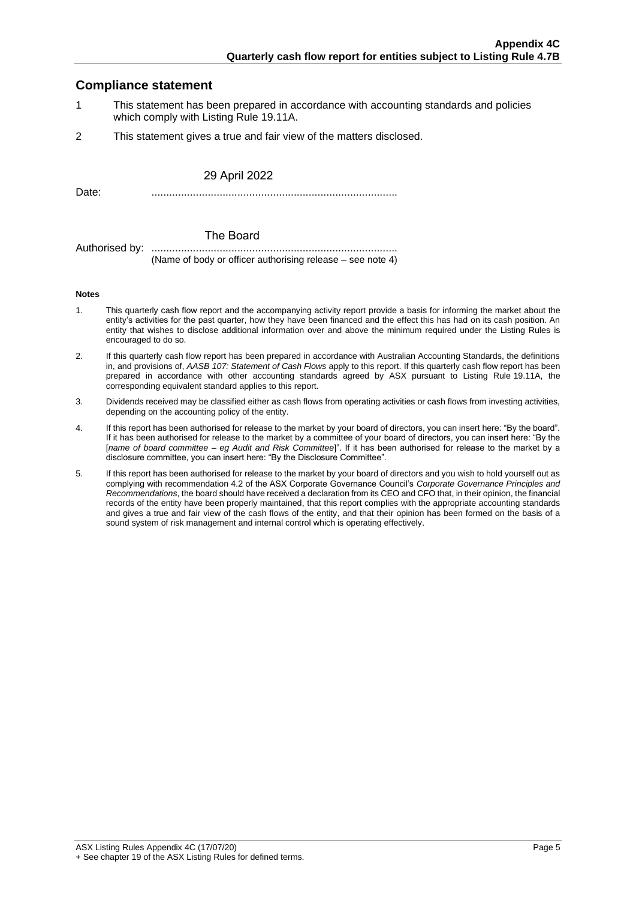## Compliance statement

1 This statement has been prepared in accordance with accounting standards and policies which comply with Listing Rule 19.11A.

2 This statement gives a true and fair view of the matters disclosed.

Date: 29 April 2022

Authorised by: The Board
(Name of body or officer authorising release – see note 4)

**Notes**

1. This quarterly cash flow report and the accompanying activity report provide a basis for informing the market about the entity's activities for the past quarter, how they have been financed and the effect this has had on its cash position. An entity that wishes to disclose additional information over and above the minimum required under the Listing Rules is encouraged to do so.
2. If this quarterly cash flow report has been prepared in accordance with Australian Accounting Standards, the definitions in, and provisions of, *AASB 107: Statement of Cash Flows* apply to this report. If this quarterly cash flow report has been prepared in accordance with other accounting standards agreed by ASX pursuant to Listing Rule 19.11A, the corresponding equivalent standard applies to this report.
3. Dividends received may be classified either as cash flows from operating activities or cash flows from investing activities, depending on the accounting policy of the entity.
4. If this report has been authorised for release to the market by your board of directors, you can insert here: "By the board". If it has been authorised for release to the market by a committee of your board of directors, you can insert here: "By the [*name of board committee – eg Audit and Risk Committee*]". If it has been authorised for release to the market by a disclosure committee, you can insert here: "By the Disclosure Committee".
5. If this report has been authorised for release to the market by your board of directors and you wish to hold yourself out as complying with recommendation 4.2 of the ASX Corporate Governance Council's *Corporate Governance Principles and Recommendations*, the board should have received a declaration from its CEO and CFO that, in their opinion, the financial records of the entity have been properly maintained, that this report complies with the appropriate accounting standards and gives a true and fair view of the cash flows of the entity, and that their opinion has been formed on the basis of a sound system of risk management and internal control which is operating effectively.